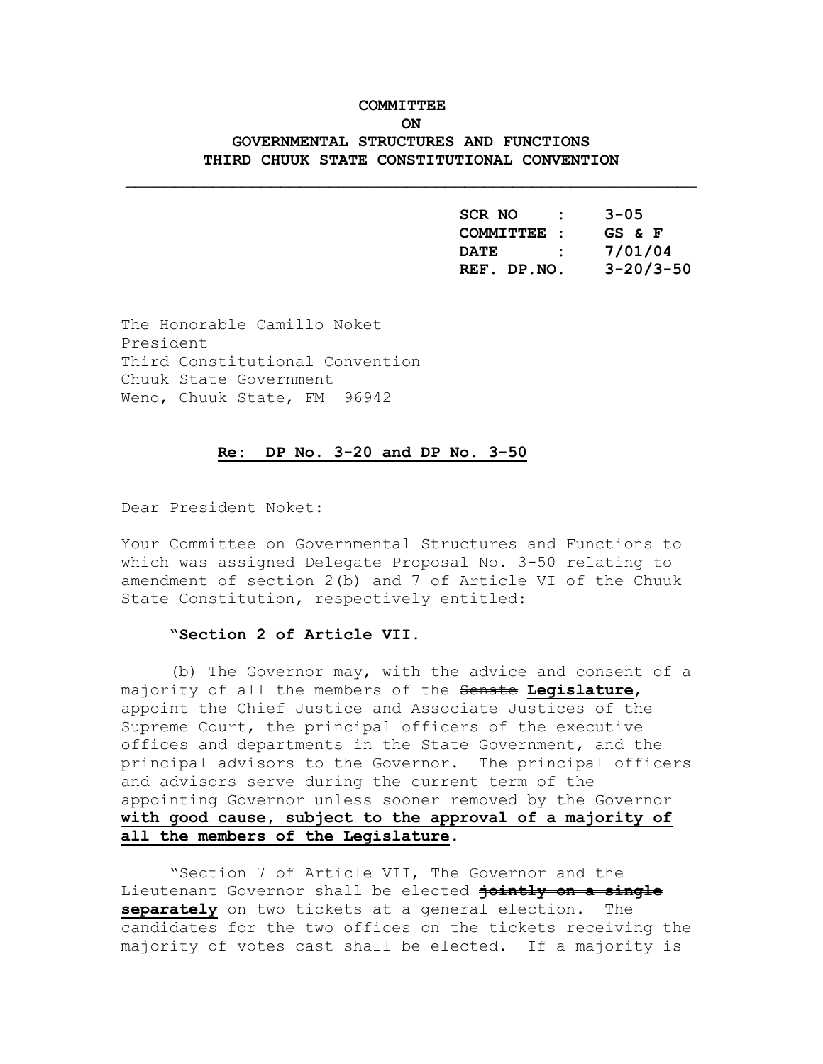**COMMITTEE**

**ON**

**GOVERNMENTAL STRUCTURES AND FUNCTIONS**

**THIRD CHUUK STATE CONSTITUTIONAL CONVENTION**

---

| | | |
|---|---|---|
| **SCR NO** | **:** | **3-05** |
| **COMMITTEE** | **:** | **GS & F** |
| **DATE** | **:** | **7/01/04** |
| **REF. DP.NO.** | | **3-20/3-50** |

The Honorable Camillo Noket
President
Third Constitutional Convention
Chuuk State Government
Weno, Chuuk State, FM 96942

**Re: DP No. 3-20 and DP No. 3-50**

Dear President Noket:

Your Committee on Governmental Structures and Functions to which was assigned Delegate Proposal No. 3-50 relating to amendment of section 2(b) and 7 of Article VI of the Chuuk State Constitution, respectively entitled:

**"Section 2 of Article VII.**

(b) The Governor may, with the advice and consent of a majority of all the members of the ~~Senate~~ **Legislature**, appoint the Chief Justice and Associate Justices of the Supreme Court, the principal officers of the executive offices and departments in the State Government, and the principal advisors to the Governor. The principal officers and advisors serve during the current term of the appointing Governor unless sooner removed by the Governor **with good cause, subject to the approval of a majority of all the members of the Legislature**.

"Section 7 of Article VII, The Governor and the Lieutenant Governor shall be elected ~~**jointly on a single**~~ **separately** on two tickets at a general election. The candidates for the two offices on the tickets receiving the majority of votes cast shall be elected. If a majority is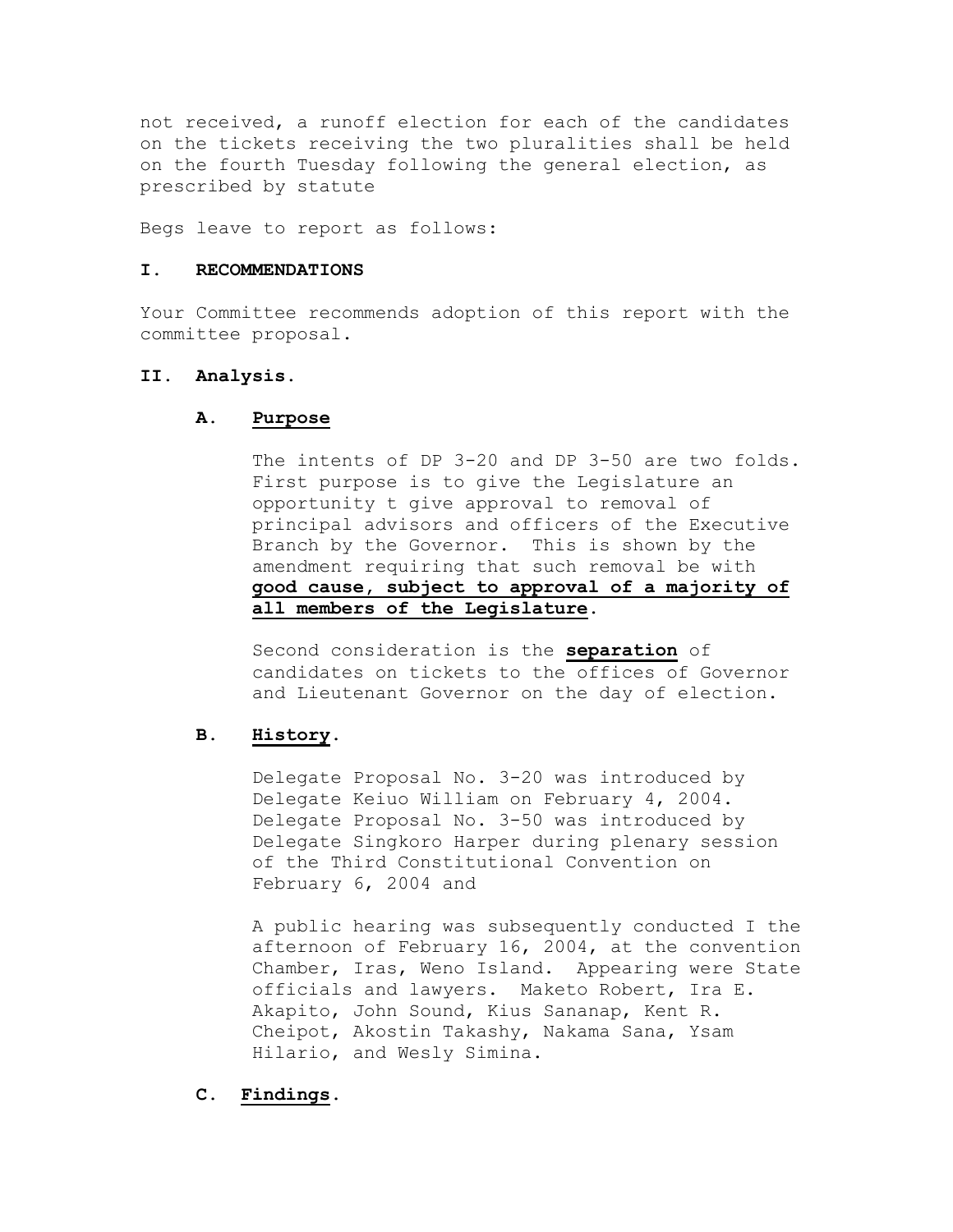not received, a runoff election for each of the candidates on the tickets receiving the two pluralities shall be held on the fourth Tuesday following the general election, as prescribed by statute

Begs leave to report as follows:

## I. RECOMMENDATIONS

Your Committee recommends adoption of this report with the committee proposal.

## II. Analysis.

### A. Purpose

The intents of DP 3-20 and DP 3-50 are two folds. First purpose is to give the Legislature an opportunity t give approval to removal of principal advisors and officers of the Executive Branch by the Governor. This is shown by the amendment requiring that such removal be with **good cause, subject to approval of a majority of all members of the Legislature**.

Second consideration is the **separation** of candidates on tickets to the offices of Governor and Lieutenant Governor on the day of election.

### B. History.

Delegate Proposal No. 3-20 was introduced by Delegate Keiuo William on February 4, 2004. Delegate Proposal No. 3-50 was introduced by Delegate Singkoro Harper during plenary session of the Third Constitutional Convention on February 6, 2004 and

A public hearing was subsequently conducted I the afternoon of February 16, 2004, at the convention Chamber, Iras, Weno Island. Appearing were State officials and lawyers. Maketo Robert, Ira E. Akapito, John Sound, Kius Sananap, Kent R. Cheipot, Akostin Takashy, Nakama Sana, Ysam Hilario, and Wesly Simina.

### C. Findings.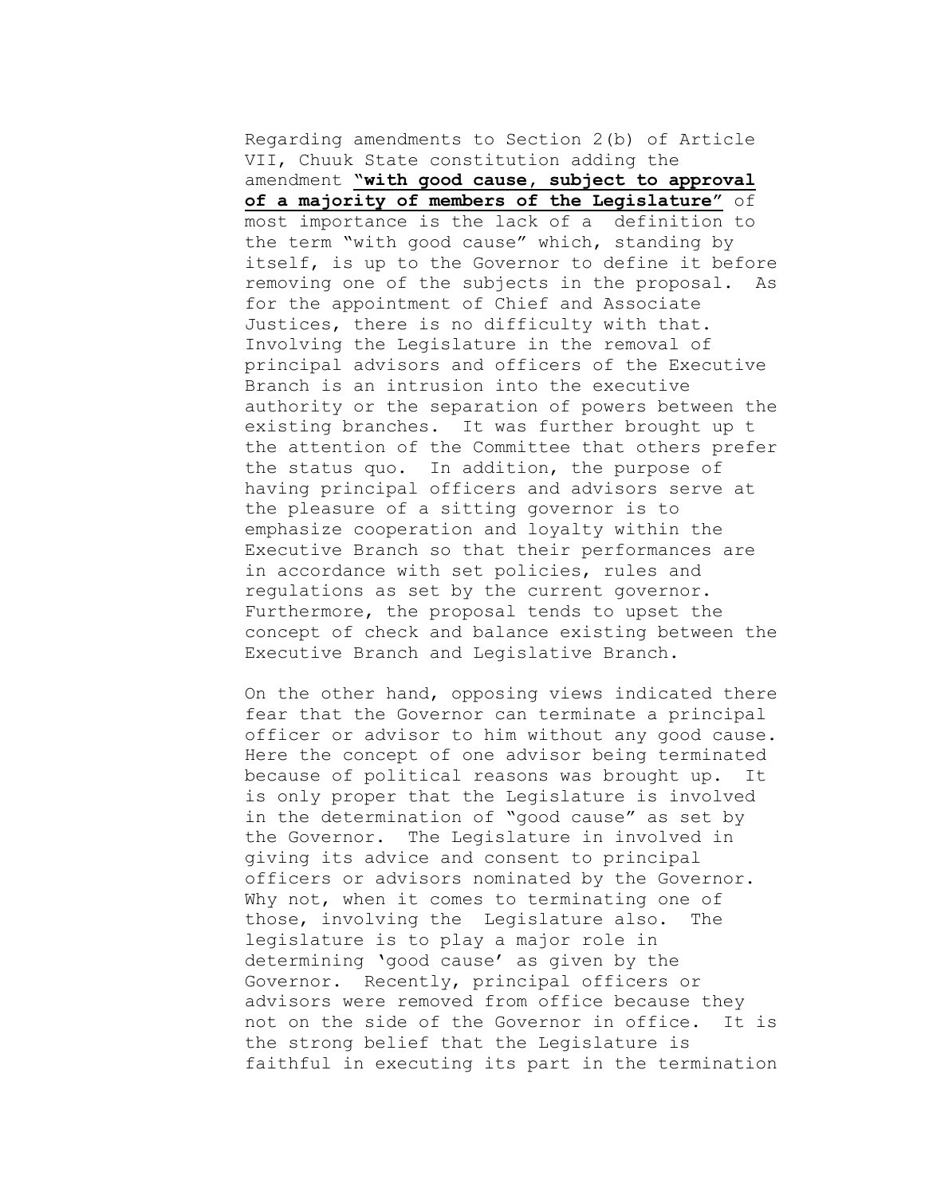Regarding amendments to Section 2(b) of Article VII, Chuuk State constitution adding the amendment **<u>"with good cause, subject to approval of a majority of members of the Legislature</u>"** of most importance is the lack of a definition to the term "with good cause" which, standing by itself, is up to the Governor to define it before removing one of the subjects in the proposal. As for the appointment of Chief and Associate Justices, there is no difficulty with that. Involving the Legislature in the removal of principal advisors and officers of the Executive Branch is an intrusion into the executive authority or the separation of powers between the existing branches. It was further brought up t the attention of the Committee that others prefer the status quo. In addition, the purpose of having principal officers and advisors serve at the pleasure of a sitting governor is to emphasize cooperation and loyalty within the Executive Branch so that their performances are in accordance with set policies, rules and regulations as set by the current governor. Furthermore, the proposal tends to upset the concept of check and balance existing between the Executive Branch and Legislative Branch.

On the other hand, opposing views indicated there fear that the Governor can terminate a principal officer or advisor to him without any good cause. Here the concept of one advisor being terminated because of political reasons was brought up. It is only proper that the Legislature is involved in the determination of "good cause" as set by the Governor. The Legislature in involved in giving its advice and consent to principal officers or advisors nominated by the Governor. Why not, when it comes to terminating one of those, involving the Legislature also. The legislature is to play a major role in determining 'good cause' as given by the Governor. Recently, principal officers or advisors were removed from office because they not on the side of the Governor in office. It is the strong belief that the Legislature is faithful in executing its part in the termination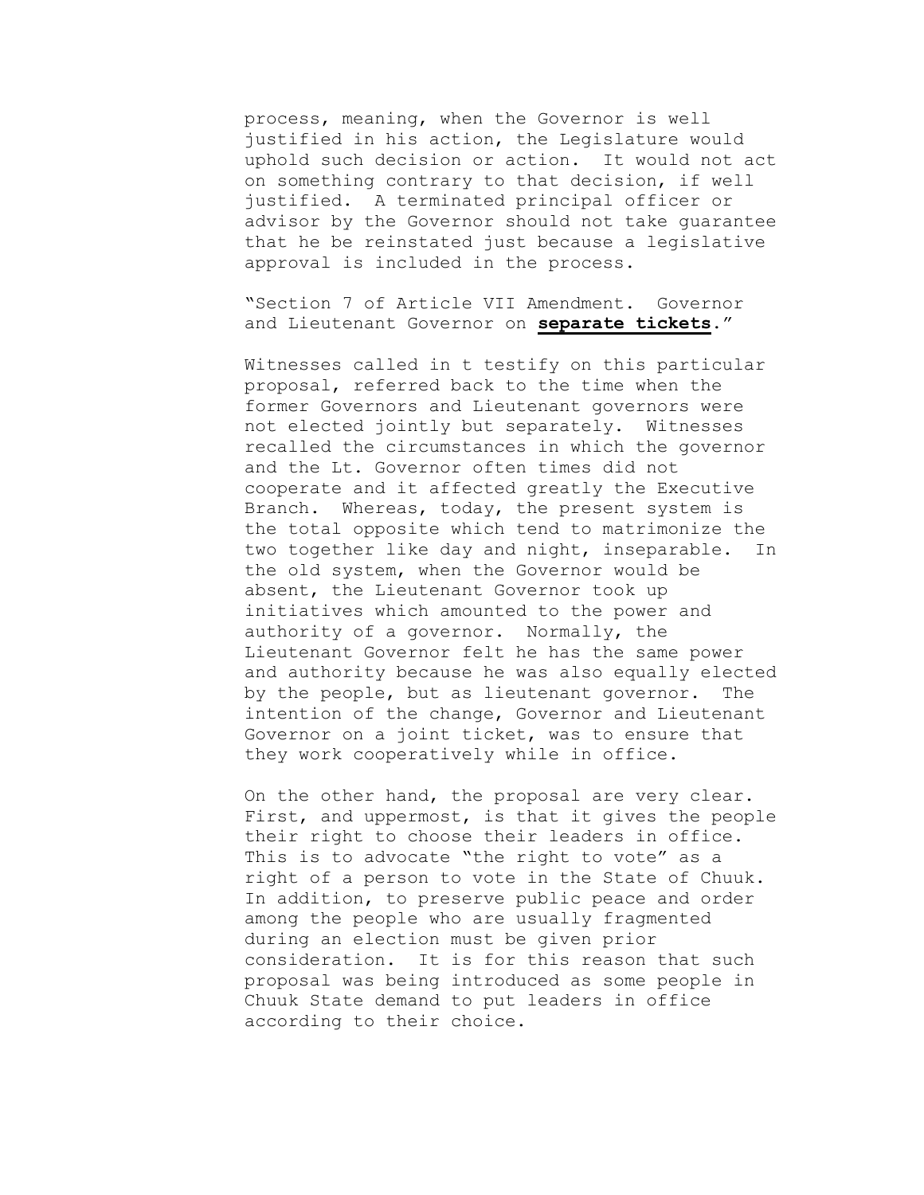process, meaning, when the Governor is well justified in his action, the Legislature would uphold such decision or action. It would not act on something contrary to that decision, if well justified. A terminated principal officer or advisor by the Governor should not take guarantee that he be reinstated just because a legislative approval is included in the process.

"Section 7 of Article VII Amendment. Governor and Lieutenant Governor on **separate tickets**."

Witnesses called in t testify on this particular proposal, referred back to the time when the former Governors and Lieutenant governors were not elected jointly but separately. Witnesses recalled the circumstances in which the governor and the Lt. Governor often times did not cooperate and it affected greatly the Executive Branch. Whereas, today, the present system is the total opposite which tend to matrimonize the two together like day and night, inseparable. In the old system, when the Governor would be absent, the Lieutenant Governor took up initiatives which amounted to the power and authority of a governor. Normally, the Lieutenant Governor felt he has the same power and authority because he was also equally elected by the people, but as lieutenant governor. The intention of the change, Governor and Lieutenant Governor on a joint ticket, was to ensure that they work cooperatively while in office.

On the other hand, the proposal are very clear. First, and uppermost, is that it gives the people their right to choose their leaders in office. This is to advocate "the right to vote" as a right of a person to vote in the State of Chuuk. In addition, to preserve public peace and order among the people who are usually fragmented during an election must be given prior consideration. It is for this reason that such proposal was being introduced as some people in Chuuk State demand to put leaders in office according to their choice.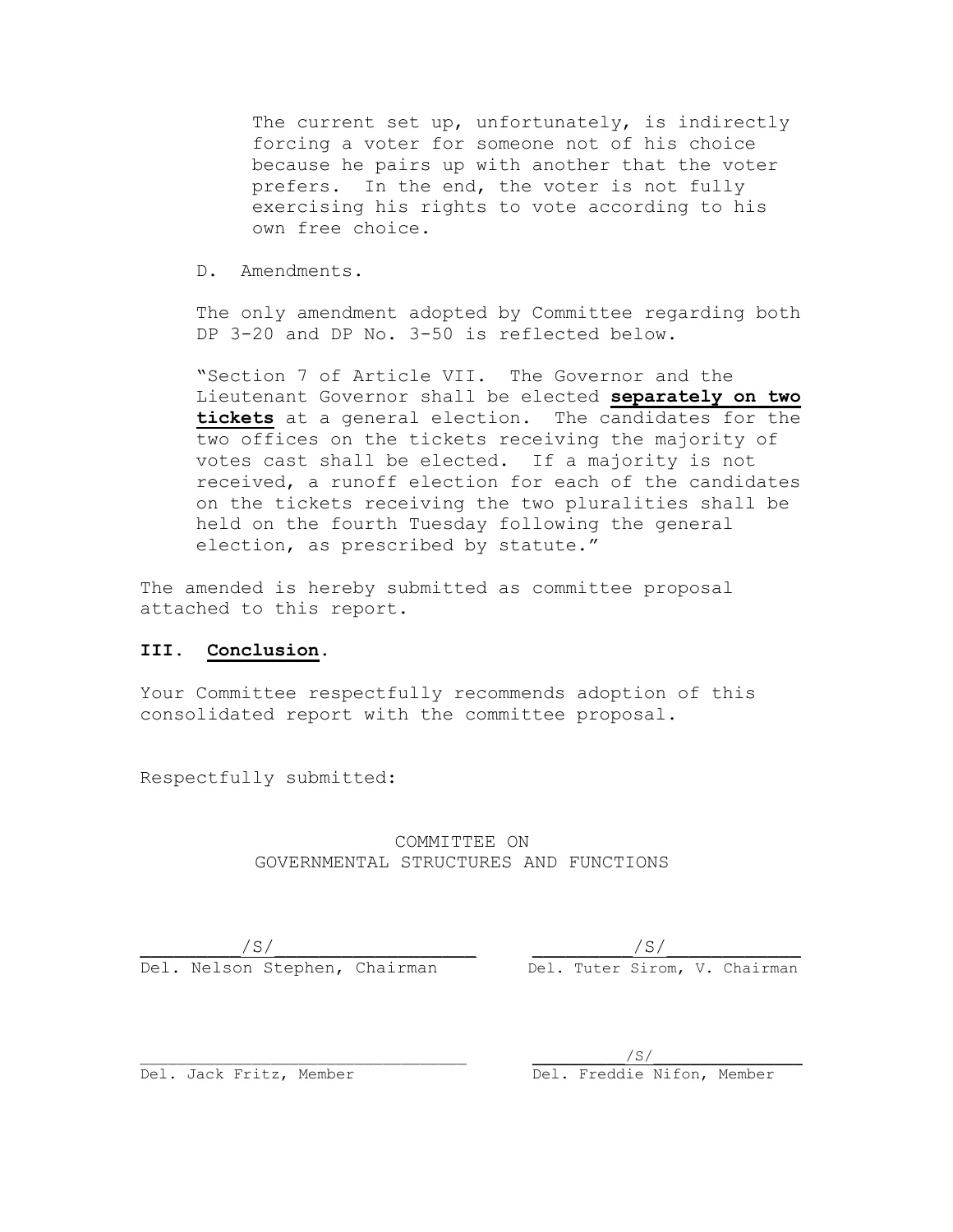The current set up, unfortunately, is indirectly forcing a voter for someone not of his choice because he pairs up with another that the voter prefers. In the end, the voter is not fully exercising his rights to vote according to his own free choice.

D. Amendments.

The only amendment adopted by Committee regarding both DP 3-20 and DP No. 3-50 is reflected below.

"Section 7 of Article VII. The Governor and the Lieutenant Governor shall be elected **separately on two tickets** at a general election. The candidates for the two offices on the tickets receiving the majority of votes cast shall be elected. If a majority is not received, a runoff election for each of the candidates on the tickets receiving the two pluralities shall be held on the fourth Tuesday following the general election, as prescribed by statute."

The amended is hereby submitted as committee proposal attached to this report.

## III. Conclusion.

Your Committee respectfully recommends adoption of this consolidated report with the committee proposal.

Respectfully submitted:

COMMITTEE ON
GOVERNMENTAL STRUCTURES AND FUNCTIONS

/S/
Del. Nelson Stephen, Chairman

/S/
Del. Tuter Sirom, V. Chairman

Del. Jack Fritz, Member

/S/
Del. Freddie Nifon, Member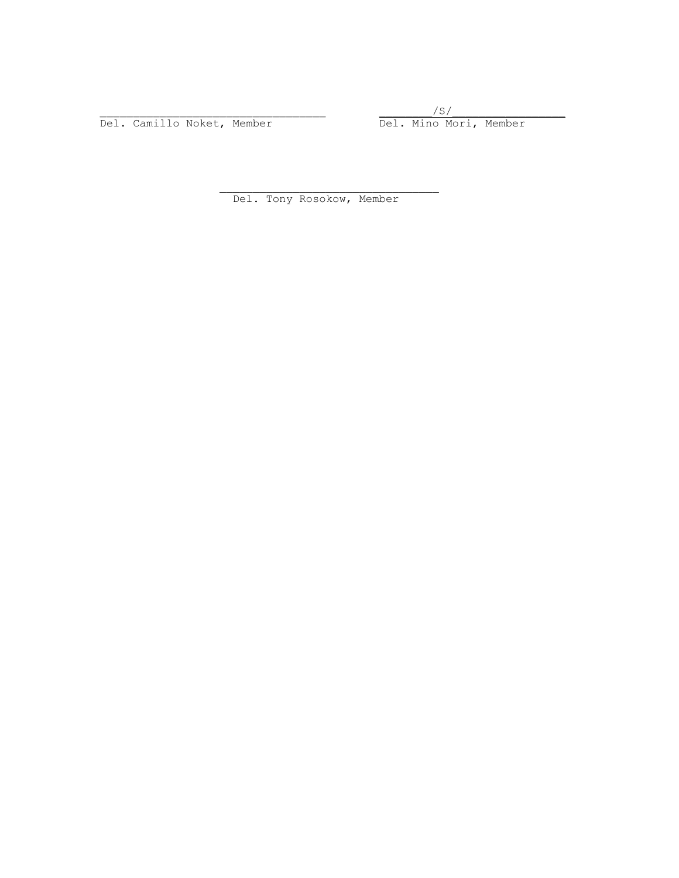\_\_\_\_\_\_\_\_\_\_\_\_\_\_\_\_\_\_\_\_\_\_\_\_\_\_\_\_\_\_\_\_\_\_
Del. Camillo Noket, Member

\_\_\_\_\_\_\_\_/S/\_\_\_\_\_\_\_\_\_\_\_\_\_\_\_\_\_
Del. Mino Mori, Member

\_\_\_\_\_\_\_\_\_\_\_\_\_\_\_\_\_\_\_\_\_\_\_\_\_\_\_\_\_\_\_\_\_\_
Del. Tony Rosokow, Member